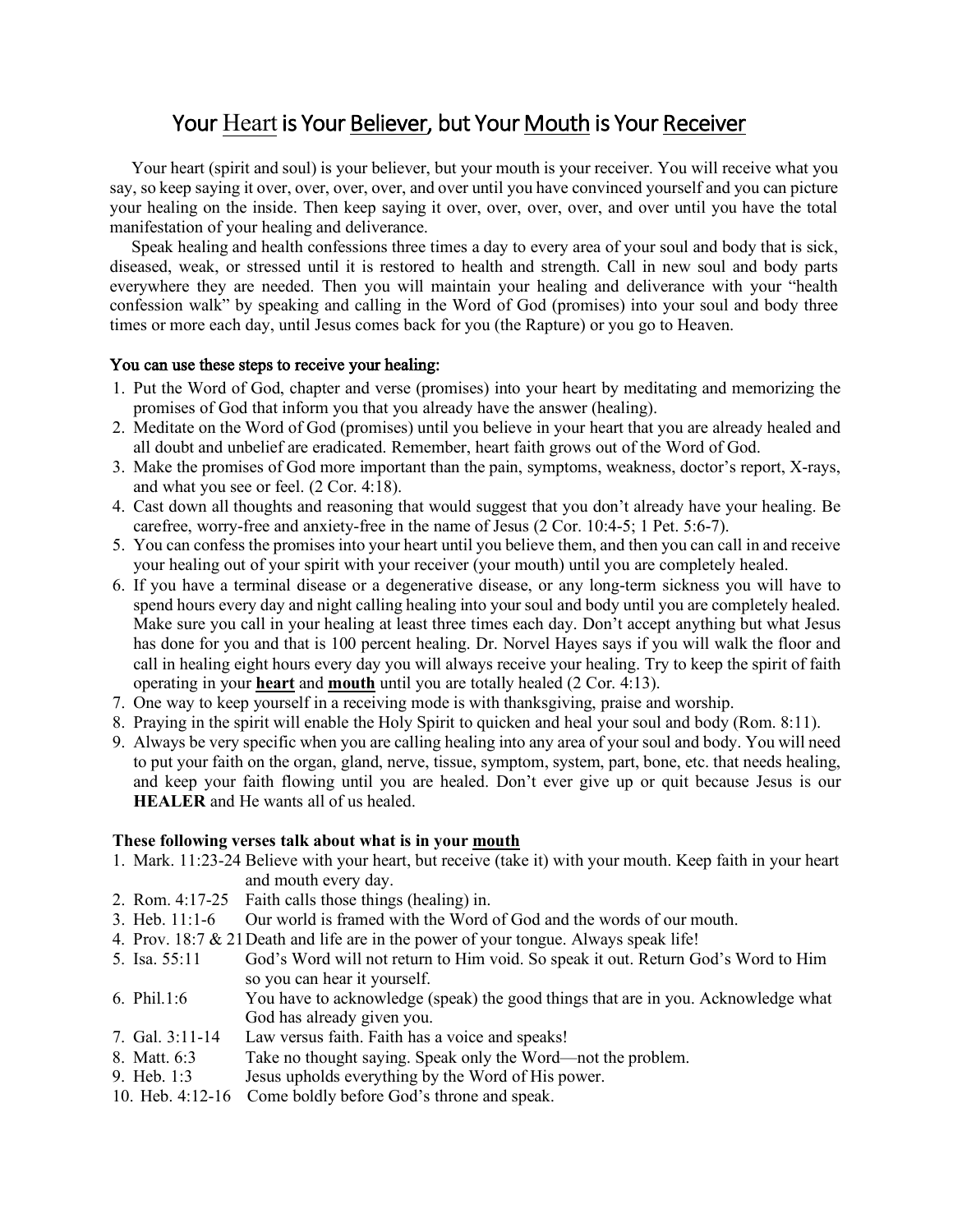# Your Heart is Your Believer, but Your Mouth is Your Receiver

Your heart (spirit and soul) is your believer, but your mouth is your receiver. You will receive what you say, so keep saying it over, over, over, over, and over until you have convinced yourself and you can picture your healing on the inside. Then keep saying it over, over, over, over, and over until you have the total manifestation of your healing and deliverance.

Speak healing and health confessions three times a day to every area of your soul and body that is sick, diseased, weak, or stressed until it is restored to health and strength. Call in new soul and body parts everywhere they are needed. Then you will maintain your healing and deliverance with your "health confession walk" by speaking and calling in the Word of God (promises) into your soul and body three times or more each day, until Jesus comes back for you (the Rapture) or you go to Heaven.

**You can use these steps to receive your healing:**

1. Put the Word of God, chapter and verse (promises) into your heart by meditating and memorizing the promises of God that inform you that you already have the answer (healing).
2. Meditate on the Word of God (promises) until you believe in your heart that you are already healed and all doubt and unbelief are eradicated. Remember, heart faith grows out of the Word of God.
3. Make the promises of God more important than the pain, symptoms, weakness, doctor's report, X-rays, and what you see or feel. (2 Cor. 4:18).
4. Cast down all thoughts and reasoning that would suggest that you don't already have your healing. Be carefree, worry-free and anxiety-free in the name of Jesus (2 Cor. 10:4-5; 1 Pet. 5:6-7).
5. You can confess the promises into your heart until you believe them, and then you can call in and receive your healing out of your spirit with your receiver (your mouth) until you are completely healed.
6. If you have a terminal disease or a degenerative disease, or any long-term sickness you will have to spend hours every day and night calling healing into your soul and body until you are completely healed. Make sure you call in your healing at least three times each day. Don't accept anything but what Jesus has done for you and that is 100 percent healing. Dr. Norvel Hayes says if you will walk the floor and call in healing eight hours every day you will always receive your healing. Try to keep the spirit of faith operating in your **heart** and **mouth** until you are totally healed (2 Cor. 4:13).
7. One way to keep yourself in a receiving mode is with thanksgiving, praise and worship.
8. Praying in the spirit will enable the Holy Spirit to quicken and heal your soul and body (Rom. 8:11).
9. Always be very specific when you are calling healing into any area of your soul and body. You will need to put your faith on the organ, gland, nerve, tissue, symptom, system, part, bone, etc. that needs healing, and keep your faith flowing until you are healed. Don't ever give up or quit because Jesus is our **HEALER** and He wants all of us healed.

**These following verses talk about what is in your mouth**

1. Mark. 11:23-24 Believe with your heart, but receive (take it) with your mouth. Keep faith in your heart and mouth every day.
2. Rom. 4:17-25 Faith calls those things (healing) in.
3. Heb. 11:1-6 Our world is framed with the Word of God and the words of our mouth.
4. Prov. 18:7 & 21 Death and life are in the power of your tongue. Always speak life!
5. Isa. 55:11 God's Word will not return to Him void. So speak it out. Return God's Word to Him so you can hear it yourself.
6. Phil.1:6 You have to acknowledge (speak) the good things that are in you. Acknowledge what God has already given you.
7. Gal. 3:11-14 Law versus faith. Faith has a voice and speaks!
8. Matt. 6:3 Take no thought saying. Speak only the Word—not the problem.
9. Heb. 1:3 Jesus upholds everything by the Word of His power.
10. Heb. 4:12-16 Come boldly before God's throne and speak.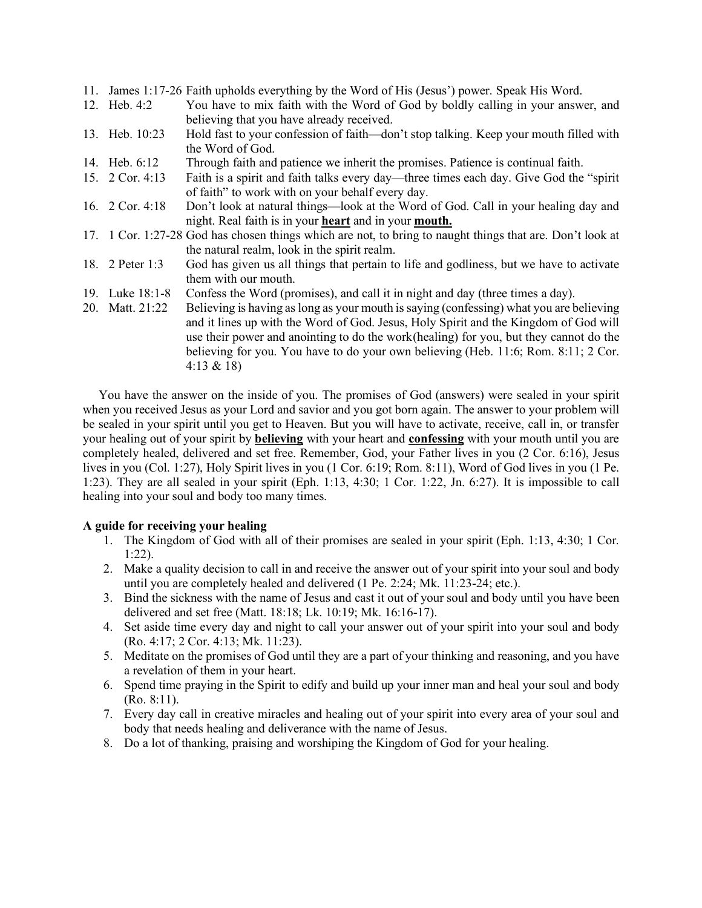11. James 1:17-26 Faith upholds everything by the Word of His (Jesus') power. Speak His Word.
12. Heb. 4:2 You have to mix faith with the Word of God by boldly calling in your answer, and believing that you have already received.
13. Heb. 10:23 Hold fast to your confession of faith—don't stop talking. Keep your mouth filled with the Word of God.
14. Heb. 6:12 Through faith and patience we inherit the promises. Patience is continual faith.
15. 2 Cor. 4:13 Faith is a spirit and faith talks every day—three times each day. Give God the "spirit of faith" to work with on your behalf every day.
16. 2 Cor. 4:18 Don't look at natural things—look at the Word of God. Call in your healing day and night. Real faith is in your **heart** and in your **mouth.**
17. 1 Cor. 1:27-28 God has chosen things which are not, to bring to naught things that are. Don't look at the natural realm, look in the spirit realm.
18. 2 Peter 1:3 God has given us all things that pertain to life and godliness, but we have to activate them with our mouth.
19. Luke 18:1-8 Confess the Word (promises), and call it in night and day (three times a day).
20. Matt. 21:22 Believing is having as long as your mouth is saying (confessing) what you are believing and it lines up with the Word of God. Jesus, Holy Spirit and the Kingdom of God will use their power and anointing to do the work(healing) for you, but they cannot do the believing for you. You have to do your own believing (Heb. 11:6; Rom. 8:11; 2 Cor. 4:13 & 18)

You have the answer on the inside of you. The promises of God (answers) were sealed in your spirit when you received Jesus as your Lord and savior and you got born again. The answer to your problem will be sealed in your spirit until you get to Heaven. But you will have to activate, receive, call in, or transfer your healing out of your spirit by **believing** with your heart and **confessing** with your mouth until you are completely healed, delivered and set free. Remember, God, your Father lives in you (2 Cor. 6:16), Jesus lives in you (Col. 1:27), Holy Spirit lives in you (1 Cor. 6:19; Rom. 8:11), Word of God lives in you (1 Pe. 1:23). They are all sealed in your spirit (Eph. 1:13, 4:30; 1 Cor. 1:22, Jn. 6:27). It is impossible to call healing into your soul and body too many times.

**A guide for receiving your healing**

1. The Kingdom of God with all of their promises are sealed in your spirit (Eph. 1:13, 4:30; 1 Cor. 1:22).
2. Make a quality decision to call in and receive the answer out of your spirit into your soul and body until you are completely healed and delivered (1 Pe. 2:24; Mk. 11:23-24; etc.).
3. Bind the sickness with the name of Jesus and cast it out of your soul and body until you have been delivered and set free (Matt. 18:18; Lk. 10:19; Mk. 16:16-17).
4. Set aside time every day and night to call your answer out of your spirit into your soul and body (Ro. 4:17; 2 Cor. 4:13; Mk. 11:23).
5. Meditate on the promises of God until they are a part of your thinking and reasoning, and you have a revelation of them in your heart.
6. Spend time praying in the Spirit to edify and build up your inner man and heal your soul and body (Ro. 8:11).
7. Every day call in creative miracles and healing out of your spirit into every area of your soul and body that needs healing and deliverance with the name of Jesus.
8. Do a lot of thanking, praising and worshiping the Kingdom of God for your healing.